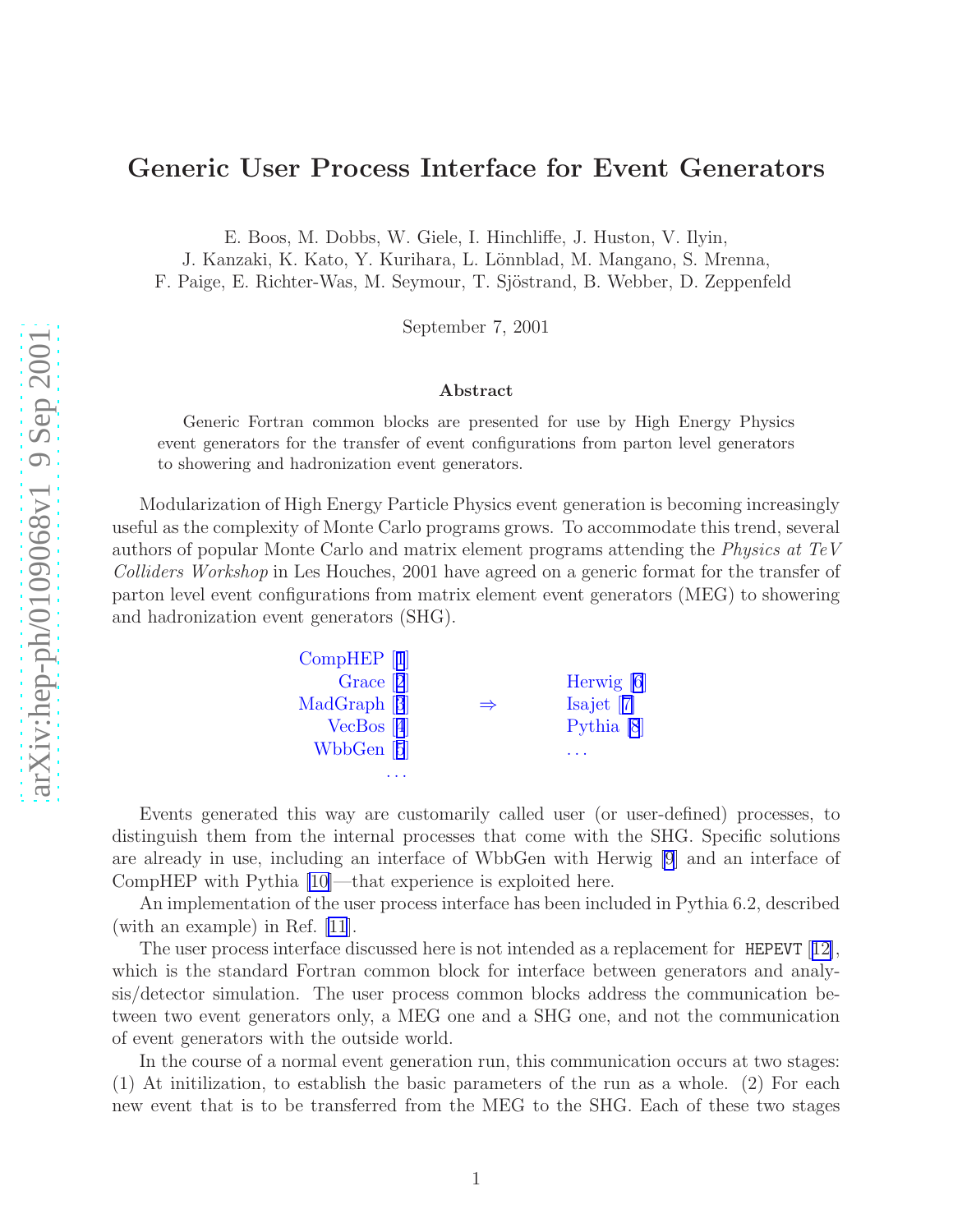# Generic User Process Interface for Event Generators

E. Boos, M. Dobbs, W. Giele, I. Hinchliffe, J. Huston, V. Ilyin,
J. Kanzaki, K. Kato, Y. Kurihara, L. Lönnblad, M. Mangano, S. Mrenna,
F. Paige, E. Richter-Was, M. Seymour, T. Sjöstrand, B. Webber, D. Zeppenfeld

September 7, 2001

### Abstract

Generic Fortran common blocks are presented for use by High Energy Physics event generators for the transfer of event configurations from parton level generators to showering and hadronization event generators.

Modularization of High Energy Particle Physics event generation is becoming increasingly useful as the complexity of Monte Carlo programs grows. To accommodate this trend, several authors of popular Monte Carlo and matrix element programs attending the *Physics at TeV Colliders Workshop* in Les Houches, 2001 have agreed on a generic format for the transfer of parton level event configurations from matrix element event generators (MEG) to showering and hadronization event generators (SHG).

| | | |
|---|---|---|
| CompHEP [1] | | |
| Grace [2] | | Herwig [6] |
| MadGraph [3] | $\Rightarrow$ | Isajet [7] |
| VecBos [4] | | Pythia [8] |
| WbbGen [5] | | ... |
| ... | | |

Events generated this way are customarily called user (or user-defined) processes, to distinguish them from the internal processes that come with the SHG. Specific solutions are already in use, including an interface of WbbGen with Herwig [9] and an interface of CompHEP with Pythia [10]—that experience is exploited here.

An implementation of the user process interface has been included in Pythia 6.2, described (with an example) in Ref. [11].

The user process interface discussed here is not intended as a replacement for `HEPEVT` [12], which is the standard Fortran common block for interface between generators and analysis/detector simulation. The user process common blocks address the communication between two event generators only, a MEG one and a SHG one, and not the communication of event generators with the outside world.

In the course of a normal event generation run, this communication occurs at two stages: (1) At initilization, to establish the basic parameters of the run as a whole. (2) For each new event that is to be transferred from the MEG to the SHG. Each of these two stages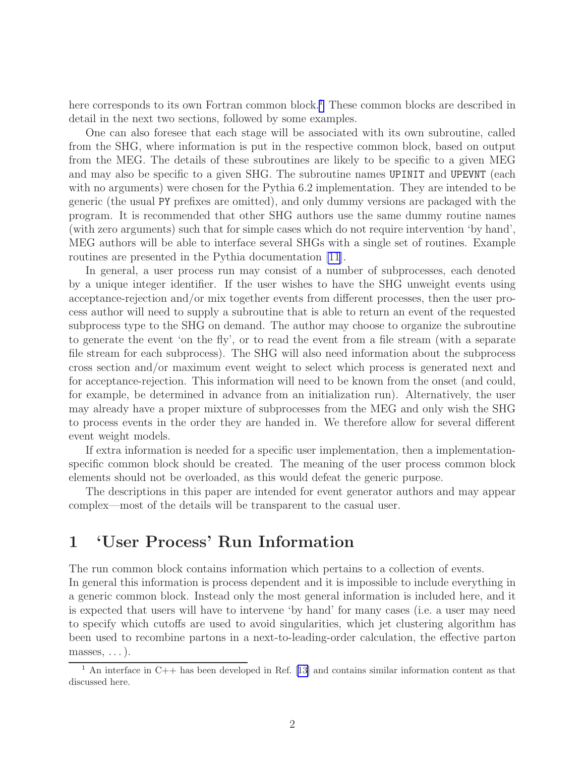here corresponds to its own Fortran common block.[1] These common blocks are described in detail in the next two sections, followed by some examples.

One can also foresee that each stage will be associated with its own subroutine, called from the SHG, where information is put in the respective common block, based on output from the MEG. The details of these subroutines are likely to be specific to a given MEG and may also be specific to a given SHG. The subroutine names `UPINIT` and `UPEVNT` (each with no arguments) were chosen for the Pythia 6.2 implementation. They are intended to be generic (the usual `PY` prefixes are omitted), and only dummy versions are packaged with the program. It is recommended that other SHG authors use the same dummy routine names (with zero arguments) such that for simple cases which do not require intervention 'by hand', MEG authors will be able to interface several SHGs with a single set of routines. Example routines are presented in the Pythia documentation [11].

In general, a user process run may consist of a number of subprocesses, each denoted by a unique integer identifier. If the user wishes to have the SHG unweight events using acceptance-rejection and/or mix together events from different processes, then the user process author will need to supply a subroutine that is able to return an event of the requested subprocess type to the SHG on demand. The author may choose to organize the subroutine to generate the event 'on the fly', or to read the event from a file stream (with a separate file stream for each subprocess). The SHG will also need information about the subprocess cross section and/or maximum event weight to select which process is generated next and for acceptance-rejection. This information will need to be known from the onset (and could, for example, be determined in advance from an initialization run). Alternatively, the user may already have a proper mixture of subprocesses from the MEG and only wish the SHG to process events in the order they are handed in. We therefore allow for several different event weight models.

If extra information is needed for a specific user implementation, then a implementation-specific common block should be created. The meaning of the user process common block elements should not be overloaded, as this would defeat the generic purpose.

The descriptions in this paper are intended for event generator authors and may appear complex—most of the details will be transparent to the casual user.

# 1 'User Process' Run Information

The run common block contains information which pertains to a collection of events.
In general this information is process dependent and it is impossible to include everything in a generic common block. Instead only the most general information is included here, and it is expected that users will have to intervene 'by hand' for many cases (i.e. a user may need to specify which cutoffs are used to avoid singularities, which jet clustering algorithm has been used to recombine partons in a next-to-leading-order calculation, the effective parton masses, . . . ).

[1] An interface in C++ has been developed in Ref. [13] and contains similar information content as that discussed here.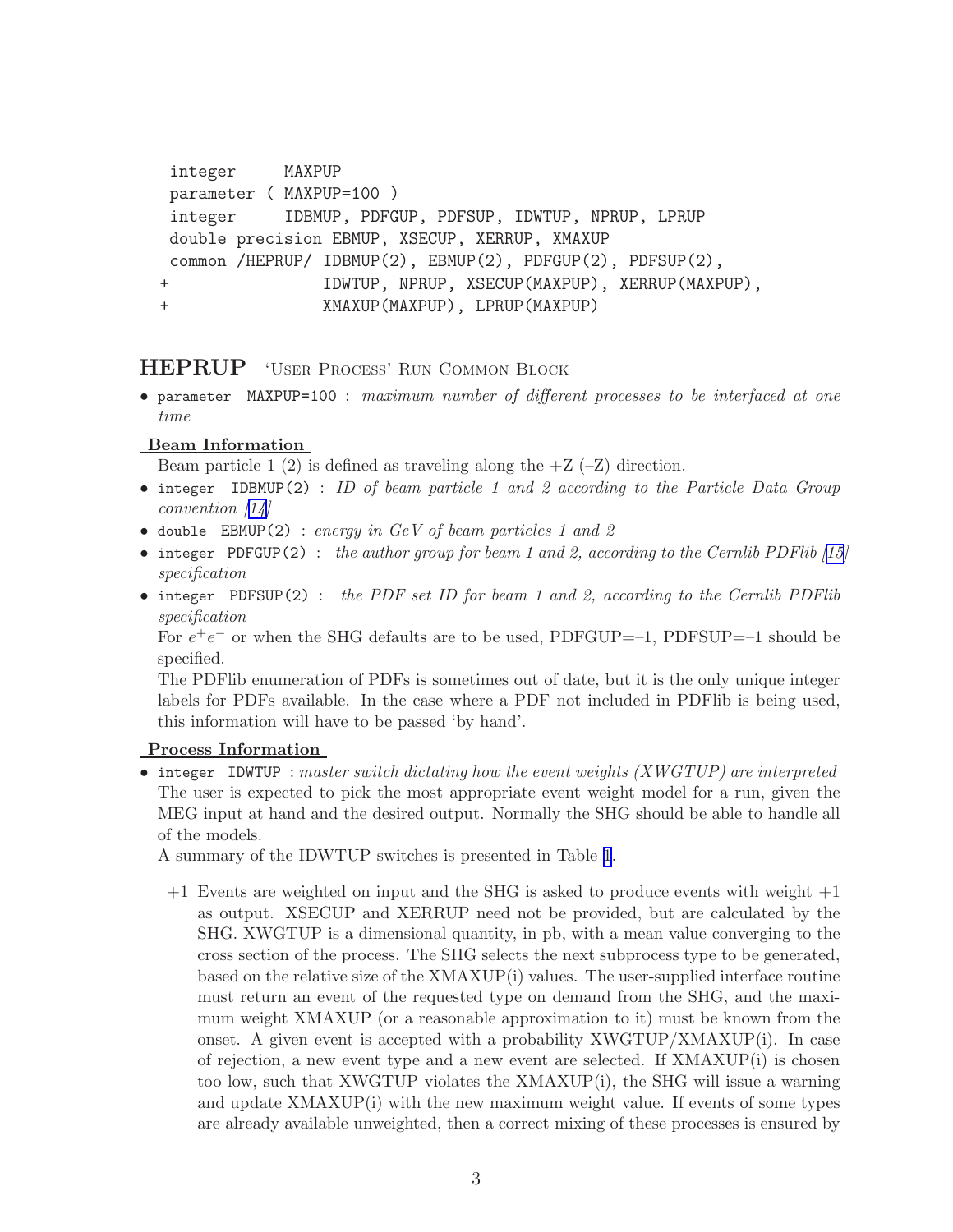```
      integer     MAXPUP
      parameter ( MAXPUP=100 )
      integer     IDBMUP, PDFGUP, PDFSUP, IDWTUP, NPRUP, LPRUP
      double precision EBMUP, XSECUP, XERRUP, XMAXUP
      common /HEPRUP/ IDBMUP(2), EBMUP(2), PDFGUP(2), PDFSUP(2),
     +                IDWTUP, NPRUP, XSECUP(MAXPUP), XERRUP(MAXPUP),
     +                XMAXUP(MAXPUP), LPRUP(MAXPUP)
```

## HEPRUP 'User Process' Run Common Block

- `parameter MAXPUP=100` : *maximum number of different processes to be interfaced at one time*

**Beam Information**

Beam particle 1 (2) is defined as traveling along the +Z (–Z) direction.

- `integer IDBMUP(2)` : *ID of beam particle 1 and 2 according to the Particle Data Group convention [14]*
- `double EBMUP(2)` : *energy in GeV of beam particles 1 and 2*
- `integer PDFGUP(2)` : *the author group for beam 1 and 2, according to the Cernlib PDFlib [15] specification*
- `integer PDFSUP(2)` : *the PDF set ID for beam 1 and 2, according to the Cernlib PDFlib specification*

  For $e^+e^-$ or when the SHG defaults are to be used, PDFGUP=–1, PDFSUP=–1 should be specified.

  The PDFlib enumeration of PDFs is sometimes out of date, but it is the only unique integer labels for PDFs available. In the case where a PDF not included in PDFlib is being used, this information will have to be passed 'by hand'.

**Process Information**

- `integer IDWTUP` : *master switch dictating how the event weights (XWGTUP) are interpreted*

  The user is expected to pick the most appropriate event weight model for a run, given the MEG input at hand and the desired output. Normally the SHG should be able to handle all of the models.

  A summary of the IDWTUP switches is presented in Table 1.

  +1 Events are weighted on input and the SHG is asked to produce events with weight +1 as output. XSECUP and XERRUP need not be provided, but are calculated by the SHG. XWGTUP is a dimensional quantity, in pb, with a mean value converging to the cross section of the process. The SHG selects the next subprocess type to be generated, based on the relative size of the XMAXUP(i) values. The user-supplied interface routine must return an event of the requested type on demand from the SHG, and the maximum weight XMAXUP (or a reasonable approximation to it) must be known from the onset. A given event is accepted with a probability XWGTUP/XMAXUP(i). In case of rejection, a new event type and a new event are selected. If XMAXUP(i) is chosen too low, such that XWGTUP violates the XMAXUP(i), the SHG will issue a warning and update XMAXUP(i) with the new maximum weight value. If events of some types are already available unweighted, then a correct mixing of these processes is ensured by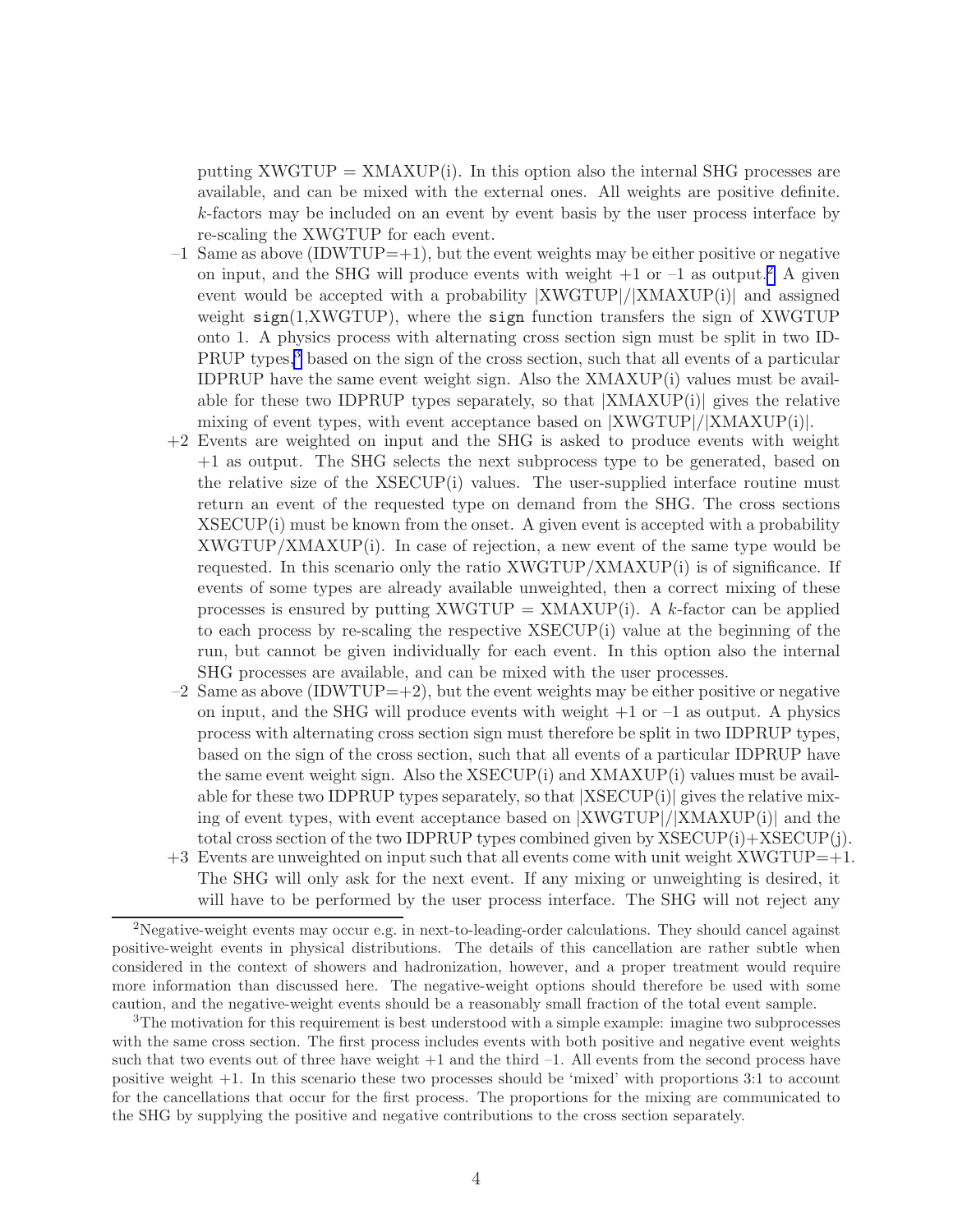putting XWGTUP = XMAXUP(i). In this option also the internal SHG processes are available, and can be mixed with the external ones. All weights are positive definite. $k$-factors may be included on an event by event basis by the user process interface by re-scaling the XWGTUP for each event.

–1 Same as above (IDWTUP=+1), but the event weights may be either positive or negative on input, and the SHG will produce events with weight +1 or –1 as output.[2] A given event would be accepted with a probability |XWGTUP|/|XMAXUP(i)| and assigned weight `sign`(1,XWGTUP), where the `sign` function transfers the sign of XWGTUP onto 1. A physics process with alternating cross section sign must be split in two IDPRUP types,[3] based on the sign of the cross section, such that all events of a particular IDPRUP have the same event weight sign. Also the XMAXUP(i) values must be available for these two IDPRUP types separately, so that |XMAXUP(i)| gives the relative mixing of event types, with event acceptance based on |XWGTUP|/|XMAXUP(i)|.

+2 Events are weighted on input and the SHG is asked to produce events with weight +1 as output. The SHG selects the next subprocess type to be generated, based on the relative size of the XSECUP(i) values. The user-supplied interface routine must return an event of the requested type on demand from the SHG. The cross sections XSECUP(i) must be known from the onset. A given event is accepted with a probability XWGTUP/XMAXUP(i). In case of rejection, a new event of the same type would be requested. In this scenario only the ratio XWGTUP/XMAXUP(i) is of significance. If events of some types are already available unweighted, then a correct mixing of these processes is ensured by putting XWGTUP = XMAXUP(i). A $k$-factor can be applied to each process by re-scaling the respective XSECUP(i) value at the beginning of the run, but cannot be given individually for each event. In this option also the internal SHG processes are available, and can be mixed with the user processes.

–2 Same as above (IDWTUP=+2), but the event weights may be either positive or negative on input, and the SHG will produce events with weight +1 or –1 as output. A physics process with alternating cross section sign must therefore be split in two IDPRUP types, based on the sign of the cross section, such that all events of a particular IDPRUP have the same event weight sign. Also the XSECUP(i) and XMAXUP(i) values must be available for these two IDPRUP types separately, so that |XSECUP(i)| gives the relative mixing of event types, with event acceptance based on |XWGTUP|/|XMAXUP(i)| and the total cross section of the two IDPRUP types combined given by XSECUP(i)+XSECUP(j).

+3 Events are unweighted on input such that all events come with unit weight XWGTUP=+1. The SHG will only ask for the next event. If any mixing or unweighting is desired, it will have to be performed by the user process interface. The SHG will not reject any

---

[2] Negative-weight events may occur e.g. in next-to-leading-order calculations. They should cancel against positive-weight events in physical distributions. The details of this cancellation are rather subtle when considered in the context of showers and hadronization, however, and a proper treatment would require more information than discussed here. The negative-weight options should therefore be used with some caution, and the negative-weight events should be a reasonably small fraction of the total event sample.

[3] The motivation for this requirement is best understood with a simple example: imagine two subprocesses with the same cross section. The first process includes events with both positive and negative event weights such that two events out of three have weight +1 and the third –1. All events from the second process have positive weight +1. In this scenario these two processes should be 'mixed' with proportions 3:1 to account for the cancellations that occur for the first process. The proportions for the mixing are communicated to the SHG by supplying the positive and negative contributions to the cross section separately.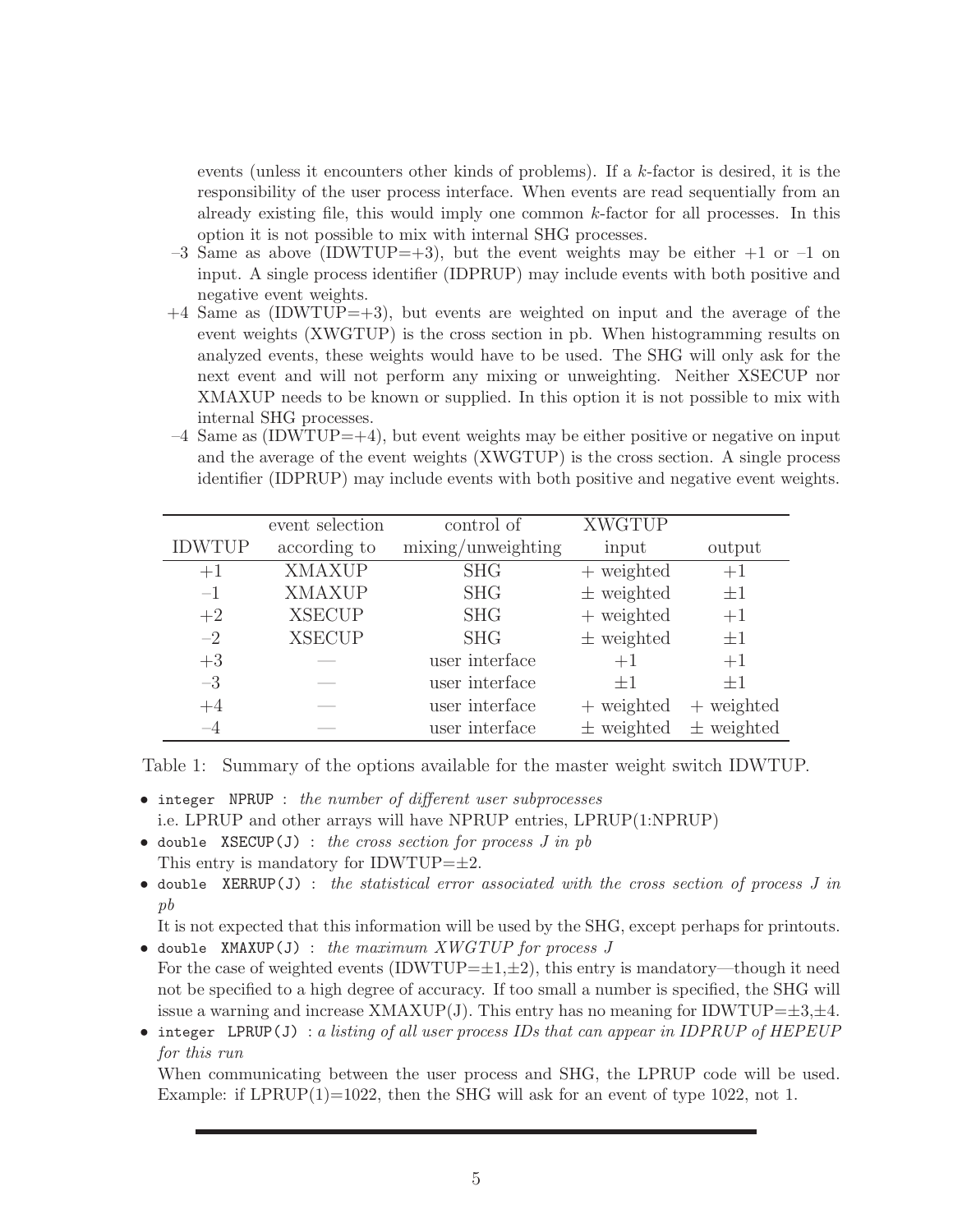events (unless it encounters other kinds of problems). If a $k$-factor is desired, it is the responsibility of the user process interface. When events are read sequentially from an already existing file, this would imply one common $k$-factor for all processes. In this option it is not possible to mix with internal SHG processes.

–3 Same as above (IDWTUP=+3), but the event weights may be either +1 or –1 on input. A single process identifier (IDPRUP) may include events with both positive and negative event weights.

+4 Same as (IDWTUP=+3), but events are weighted on input and the average of the event weights (XWGTUP) is the cross section in pb. When histogramming results on analyzed events, these weights would have to be used. The SHG will only ask for the next event and will not perform any mixing or unweighting. Neither XSECUP nor XMAXUP needs to be known or supplied. In this option it is not possible to mix with internal SHG processes.

–4 Same as (IDWTUP=+4), but event weights may be either positive or negative on input and the average of the event weights (XWGTUP) is the cross section. A single process identifier (IDPRUP) may include events with both positive and negative event weights.

| IDWTUP | event selection according to | control of mixing/unweighting | XWGTUP input | output |
|---|---|---|---|---|
| +1 | XMAXUP | SHG | + weighted | +1 |
| –1 | XMAXUP | SHG | ± weighted | ±1 |
| +2 | XSECUP | SHG | + weighted | +1 |
| –2 | XSECUP | SHG | ± weighted | ±1 |
| +3 | — | user interface | +1 | +1 |
| –3 | — | user interface | ±1 | ±1 |
| +4 | — | user interface | + weighted | + weighted |
| –4 | — | user interface | ± weighted | ± weighted |

Table 1: Summary of the options available for the master weight switch IDWTUP.

- `integer NPRUP` : *the number of different user subprocesses*
  i.e. LPRUP and other arrays will have NPRUP entries, LPRUP(1:NPRUP)
- `double XSECUP(J)` : *the cross section for process J in pb*
  This entry is mandatory for IDWTUP=±2.
- `double XERRUP(J)` : *the statistical error associated with the cross section of process J in pb*
  It is not expected that this information will be used by the SHG, except perhaps for printouts.
- `double XMAXUP(J)` : *the maximum XWGTUP for process J*
  For the case of weighted events (IDWTUP=±1,±2), this entry is mandatory—though it need not be specified to a high degree of accuracy. If too small a number is specified, the SHG will issue a warning and increase XMAXUP(J). This entry has no meaning for IDWTUP=±3,±4.
- `integer LPRUP(J)` : *a listing of all user process IDs that can appear in IDPRUP of HEPEUP for this run*
  When communicating between the user process and SHG, the LPRUP code will be used. Example: if LPRUP(1)=1022, then the SHG will ask for an event of type 1022, not 1.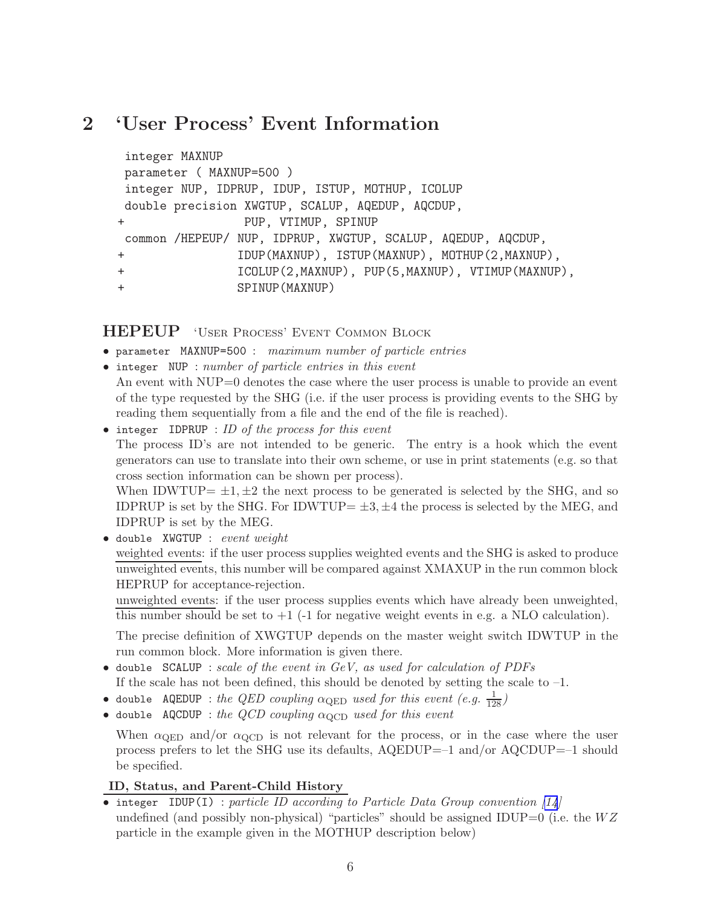## 2 'User Process' Event Information

```
 integer MAXNUP
 parameter ( MAXNUP=500 )
 integer NUP, IDPRUP, IDUP, ISTUP, MOTHUP, ICOLUP
 double precision XWGTUP, SCALUP, AQEDUP, AQCDUP,
+                 PUP, VTIMUP, SPINUP
 common /HEPEUP/ NUP, IDPRUP, XWGTUP, SCALUP, AQEDUP, AQCDUP,
+                IDUP(MAXNUP), ISTUP(MAXNUP), MOTHUP(2,MAXNUP),
+                ICOLUP(2,MAXNUP), PUP(5,MAXNUP), VTIMUP(MAXNUP),
+                SPINUP(MAXNUP)
```

### HEPEUP 'User Process' Event Common Block

- `parameter MAXNUP=500` : *maximum number of particle entries*
- `integer NUP` : *number of particle entries in this event*
  An event with NUP=0 denotes the case where the user process is unable to provide an event of the type requested by the SHG (i.e. if the user process is providing events to the SHG by reading them sequentially from a file and the end of the file is reached).
- `integer IDPRUP` : *ID of the process for this event*
  The process ID's are not intended to be generic. The entry is a hook which the event generators can use to translate into their own scheme, or use in print statements (e.g. so that cross section information can be shown per process).
  When IDWTUP= $\pm 1, \pm 2$ the next process to be generated is selected by the SHG, and so IDPRUP is set by the SHG. For IDWTUP= $\pm 3, \pm 4$ the process is selected by the MEG, and IDPRUP is set by the MEG.
- `double XWGTUP` : *event weight*
  weighted events: if the user process supplies weighted events and the SHG is asked to produce unweighted events, this number will be compared against XMAXUP in the run common block HEPRUP for acceptance-rejection.
  unweighted events: if the user process supplies events which have already been unweighted, this number should be set to +1 (-1 for negative weight events in e.g. a NLO calculation).

  The precise definition of XWGTUP depends on the master weight switch IDWTUP in the run common block. More information is given there.
- `double SCALUP` : *scale of the event in GeV, as used for calculation of PDFs*
  If the scale has not been defined, this should be denoted by setting the scale to –1.
- `double AQEDUP` : *the QED coupling $\alpha_{\rm QED}$ used for this event (e.g. $\frac{1}{128}$)*
- `double AQCDUP` : *the QCD coupling $\alpha_{\rm QCD}$ used for this event*

  When $\alpha_{\rm QED}$ and/or $\alpha_{\rm QCD}$ is not relevant for the process, or in the case where the user process prefers to let the SHG use its defaults, AQEDUP=–1 and/or AQCDUP=–1 should be specified.

**ID, Status, and Parent-Child History**

- `integer IDUP(I)` : *particle ID according to Particle Data Group convention [14]*
  undefined (and possibly non-physical) "particles" should be assigned IDUP=0 (i.e. the $WZ$ particle in the example given in the MOTHUP description below)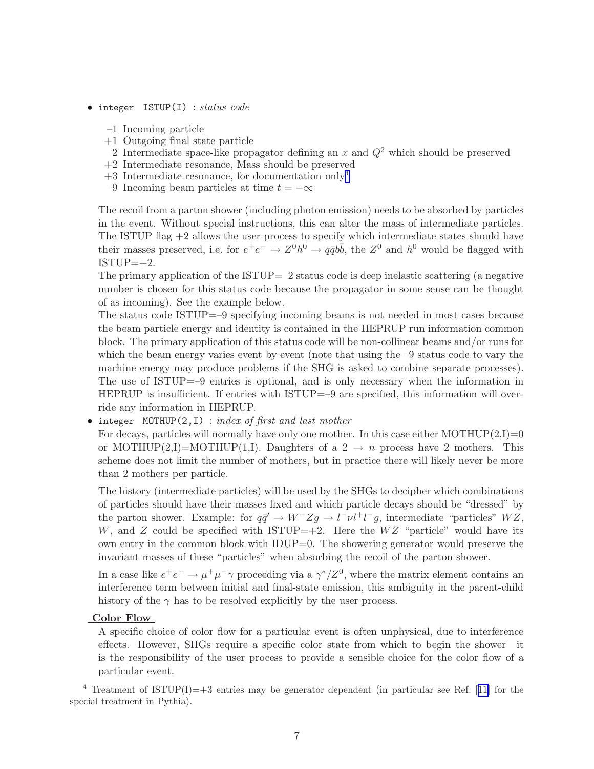- `integer ISTUP(I)` : *status code*

  –1 Incoming particle
  +1 Outgoing final state particle
  –2 Intermediate space-like propagator defining an $x$ and $Q^2$ which should be preserved
  +2 Intermediate resonance, Mass should be preserved
  +3 Intermediate resonance, for documentation only[4]
  –9 Incoming beam particles at time $t = -\infty$

  The recoil from a parton shower (including photon emission) needs to be absorbed by particles in the event. Without special instructions, this can alter the mass of intermediate particles. The ISTUP flag +2 allows the user process to specify which intermediate states should have their masses preserved, i.e. for $e^+e^- \to Z^0 h^0 \to q\bar{q}b\bar{b}$, the $Z^0$ and $h^0$ would be flagged with ISTUP=+2.

  The primary application of the ISTUP=–2 status code is deep inelastic scattering (a negative number is chosen for this status code because the propagator in some sense can be thought of as incoming). See the example below.

  The status code ISTUP=–9 specifying incoming beams is not needed in most cases because the beam particle energy and identity is contained in the HEPRUP run information common block. The primary application of this status code will be non-collinear beams and/or runs for which the beam energy varies event by event (note that using the –9 status code to vary the machine energy may produce problems if the SHG is asked to combine separate processes). The use of ISTUP=–9 entries is optional, and is only necessary when the information in HEPRUP is insufficient. If entries with ISTUP=–9 are specified, this information will override any information in HEPRUP.

- `integer MOTHUP(2,I)` : *index of first and last mother*

  For decays, particles will normally have only one mother. In this case either MOTHUP(2,I)=0 or MOTHUP(2,I)=MOTHUP(1,I). Daughters of a $2 \to n$ process have 2 mothers. This scheme does not limit the number of mothers, but in practice there will likely never be more than 2 mothers per particle.

  The history (intermediate particles) will be used by the SHGs to decipher which combinations of particles should have their masses fixed and which particle decays should be "dressed" by the parton shower. Example: for $q\bar{q}' \to W^- Z g \to l^- \nu l^+ l^- g$, intermediate "particles" $WZ$, $W$, and $Z$ could be specified with ISTUP=+2. Here the $WZ$ "particle" would have its own entry in the common block with IDUP=0. The showering generator would preserve the invariant masses of these "particles" when absorbing the recoil of the parton shower.

  In a case like $e^+e^- \to \mu^+\mu^-\gamma$ proceeding via a $\gamma^*/Z^0$, where the matrix element contains an interference term between initial and final-state emission, this ambiguity in the parent-child history of the $\gamma$ has to be resolved explicitly by the user process.

**Color Flow**

A specific choice of color flow for a particular event is often unphysical, due to interference effects. However, SHGs require a specific color state from which to begin the shower—it is the responsibility of the user process to provide a sensible choice for the color flow of a particular event.

[4] Treatment of ISTUP(I)=+3 entries may be generator dependent (in particular see Ref. [11] for the special treatment in Pythia).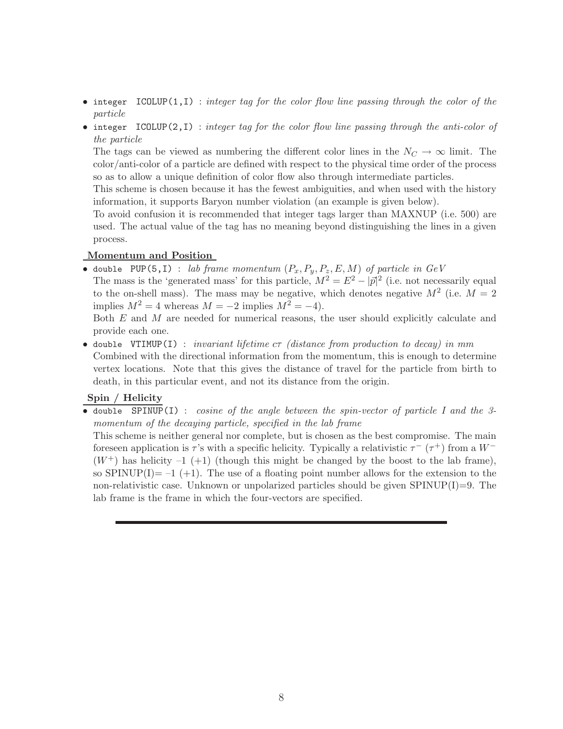- `integer ICOLUP(1,I)` : *integer tag for the color flow line passing through the color of the particle*
- `integer ICOLUP(2,I)` : *integer tag for the color flow line passing through the anti-color of the particle*

  The tags can be viewed as numbering the different color lines in the $N_C \to \infty$ limit. The color/anti-color of a particle are defined with respect to the physical time order of the process so as to allow a unique definition of color flow also through intermediate particles.

  This scheme is chosen because it has the fewest ambiguities, and when used with the history information, it supports Baryon number violation (an example is given below).

  To avoid confusion it is recommended that integer tags larger than MAXNUP (i.e. 500) are used. The actual value of the tag has no meaning beyond distinguishing the lines in a given process.

**Momentum and Position**

- `double PUP(5,I)` : *lab frame momentum* $(P_x, P_y, P_z, E, M)$ *of particle in GeV*

  The mass is the 'generated mass' for this particle, $M^2 = E^2 - |\vec{p}|^2$ (i.e. not necessarily equal to the on-shell mass). The mass may be negative, which denotes negative $M^2$ (i.e. $M = 2$ implies $M^2 = 4$ whereas $M = -2$ implies $M^2 = -4$).

  Both $E$ and $M$ are needed for numerical reasons, the user should explicitly calculate and provide each one.

- `double VTIMUP(I)` : *invariant lifetime* $c\tau$ *(distance from production to decay) in mm*

  Combined with the directional information from the momentum, this is enough to determine vertex locations. Note that this gives the distance of travel for the particle from birth to death, in this particular event, and not its distance from the origin.

**Spin / Helicity**

- `double SPINUP(I)` : *cosine of the angle between the spin-vector of particle I and the 3-momentum of the decaying particle, specified in the lab frame*

  This scheme is neither general nor complete, but is chosen as the best compromise. The main foreseen application is $\tau$'s with a specific helicity. Typically a relativistic $\tau^-$ ($\tau^+$) from a $W^-$ ($W^+$) has helicity –1 (+1) (though this might be changed by the boost to the lab frame), so SPINUP(I)= –1 (+1). The use of a floating point number allows for the extension to the non-relativistic case. Unknown or unpolarized particles should be given SPINUP(I)=9. The lab frame is the frame in which the four-vectors are specified.

---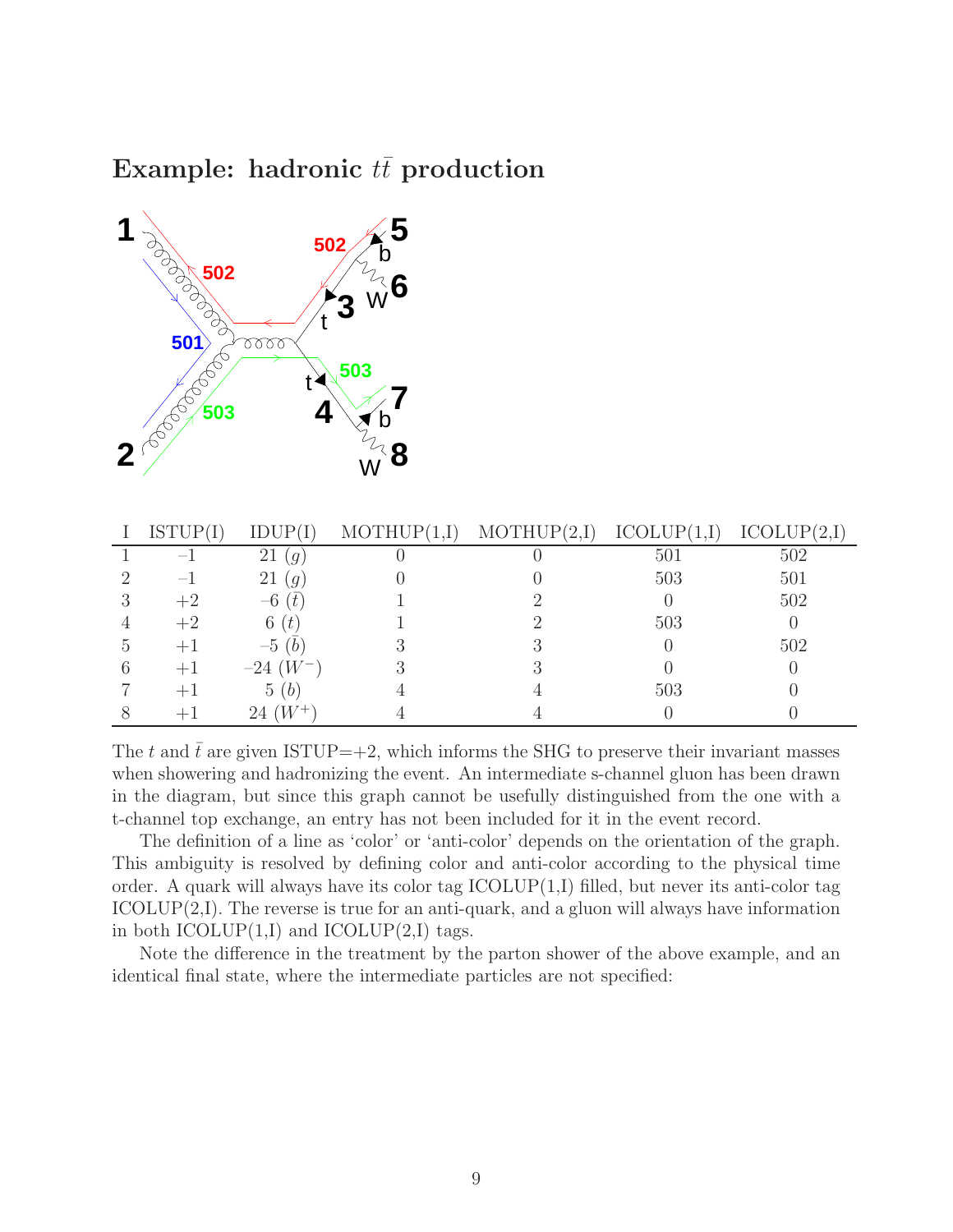### Example: hadronic $t\bar{t}$ production

| I | ISTUP(I) | IDUP(I) | MOTHUP(1,I) | MOTHUP(2,I) | ICOLUP(1,I) | ICOLUP(2,I) |
|---|---|---|---|---|---|---|
| 1 | −1 | 21 ($g$) | 0 | 0 | 501 | 502 |
| 2 | −1 | 21 ($g$) | 0 | 0 | 503 | 501 |
| 3 | +2 | −6 ($\bar{t}$) | 1 | 2 | 0 | 502 |
| 4 | +2 | 6 ($t$) | 1 | 2 | 503 | 0 |
| 5 | +1 | −5 ($\bar{b}$) | 3 | 3 | 0 | 502 |
| 6 | +1 | −24 ($W^-$) | 3 | 3 | 0 | 0 |
| 7 | +1 | 5 ($b$) | 4 | 4 | 503 | 0 |
| 8 | +1 | 24 ($W^+$) | 4 | 4 | 0 | 0 |

The $t$ and $\bar{t}$ are given ISTUP=+2, which informs the SHG to preserve their invariant masses when showering and hadronizing the event. An intermediate s-channel gluon has been drawn in the diagram, but since this graph cannot be usefully distinguished from the one with a t-channel top exchange, an entry has not been included for it in the event record.

The definition of a line as 'color' or 'anti-color' depends on the orientation of the graph. This ambiguity is resolved by defining color and anti-color according to the physical time order. A quark will always have its color tag ICOLUP(1,I) filled, but never its anti-color tag ICOLUP(2,I). The reverse is true for an anti-quark, and a gluon will always have information in both ICOLUP(1,I) and ICOLUP(2,I) tags.

Note the difference in the treatment by the parton shower of the above example, and an identical final state, where the intermediate particles are not specified: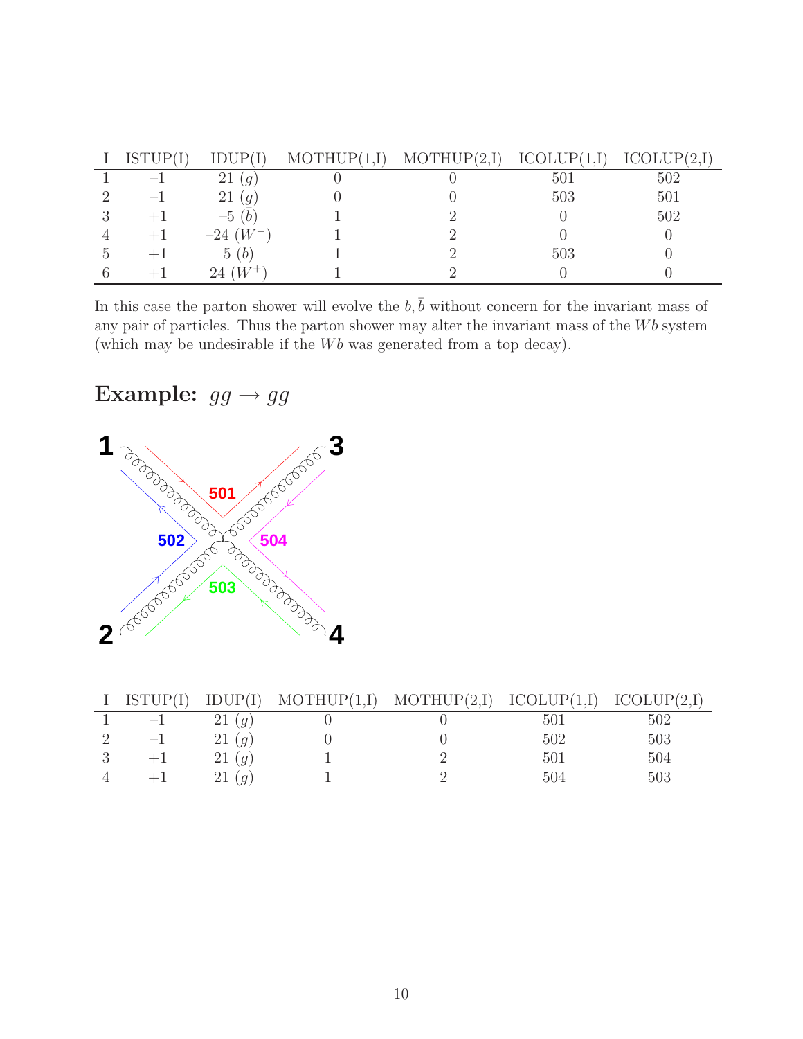| I | ISTUP(I) | IDUP(I) | MOTHUP(1,I) | MOTHUP(2,I) | ICOLUP(1,I) | ICOLUP(2,I) |
|---|---|---|---|---|---|---|
| 1 | −1 | 21 ($g$) | 0 | 0 | 501 | 502 |
| 2 | −1 | 21 ($g$) | 0 | 0 | 503 | 501 |
| 3 | +1 | −5 ($\bar{b}$) | 1 | 2 | 0 | 502 |
| 4 | +1 | −24 ($W^-$) | 1 | 2 | 0 | 0 |
| 5 | +1 | 5 ($b$) | 1 | 2 | 503 | 0 |
| 6 | +1 | 24 ($W^+$) | 1 | 2 | 0 | 0 |

In this case the parton shower will evolve the $b, \bar{b}$ without concern for the invariant mass of any pair of particles. Thus the parton shower may alter the invariant mass of the $Wb$ system (which may be undesirable if the $Wb$ was generated from a top decay).

## Example: $gg \to gg$

| I | ISTUP(I) | IDUP(I) | MOTHUP(1,I) | MOTHUP(2,I) | ICOLUP(1,I) | ICOLUP(2,I) |
|---|---|---|---|---|---|---|
| 1 | −1 | 21 ($g$) | 0 | 0 | 501 | 502 |
| 2 | −1 | 21 ($g$) | 0 | 0 | 502 | 503 |
| 3 | +1 | 21 ($g$) | 1 | 2 | 501 | 504 |
| 4 | +1 | 21 ($g$) | 1 | 2 | 504 | 503 |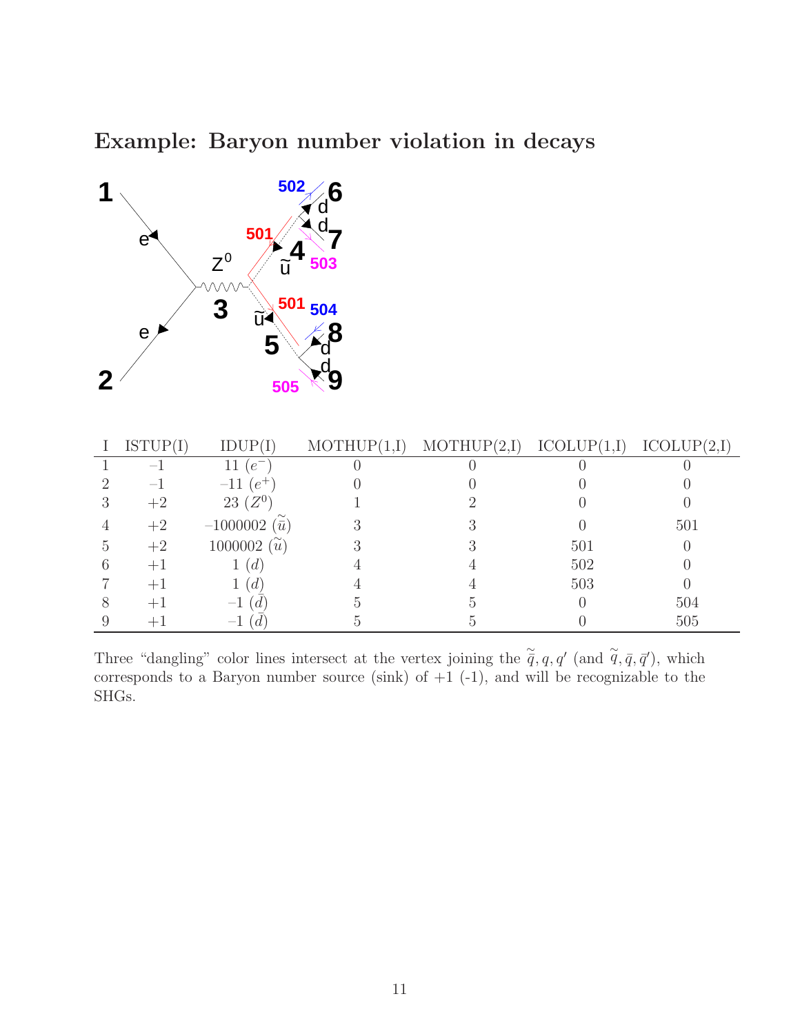## Example: Baryon number violation in decays

| I | ISTUP(I) | IDUP(I) | MOTHUP(1,I) | MOTHUP(2,I) | ICOLUP(1,I) | ICOLUP(2,I) |
|---|---|---|---|---|---|---|
| 1 | −1 | 11 ($e^-$) | 0 | 0 | 0 | 0 |
| 2 | −1 | −11 ($e^+$) | 0 | 0 | 0 | 0 |
| 3 | +2 | 23 ($Z^0$) | 1 | 2 | 0 | 0 |
| 4 | +2 | −1000002 ($\tilde{\bar{u}}$) | 3 | 3 | 0 | 501 |
| 5 | +2 | 1000002 ($\tilde{u}$) | 3 | 3 | 501 | 0 |
| 6 | +1 | 1 ($d$) | 4 | 4 | 502 | 0 |
| 7 | +1 | 1 ($d$) | 4 | 4 | 503 | 0 |
| 8 | +1 | −1 ($\bar{d}$) | 5 | 5 | 0 | 504 |
| 9 | +1 | −1 ($\bar{d}$) | 5 | 5 | 0 | 505 |

Three "dangling" color lines intersect at the vertex joining the $\tilde{\bar{q}}, q, q'$ (and $\tilde{q}, \bar{q}, \bar{q}'$), which corresponds to a Baryon number source (sink) of +1 (-1), and will be recognizable to the SHGs.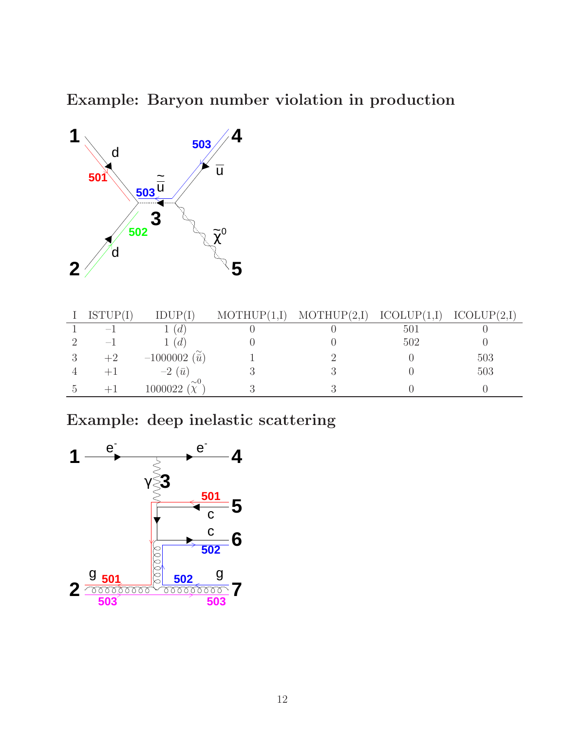### Example: Baryon number violation in production

| I | ISTUP(I) | IDUP(I) | MOTHUP(1,I) | MOTHUP(2,I) | ICOLUP(1,I) | ICOLUP(2,I) |
|---|---|---|---|---|---|---|
| 1 | −1 | 1 ($d$) | 0 | 0 | 501 | 0 |
| 2 | −1 | 1 ($d$) | 0 | 0 | 502 | 0 |
| 3 | +2 | −1000002 ($\tilde{\bar{u}}$) | 1 | 2 | 0 | 503 |
| 4 | +1 | −2 ($\bar{u}$) | 3 | 3 | 0 | 503 |
| 5 | +1 | 1000022 ($\tilde{\chi}^0$) | 3 | 3 | 0 | 0 |

### Example: deep inelastic scattering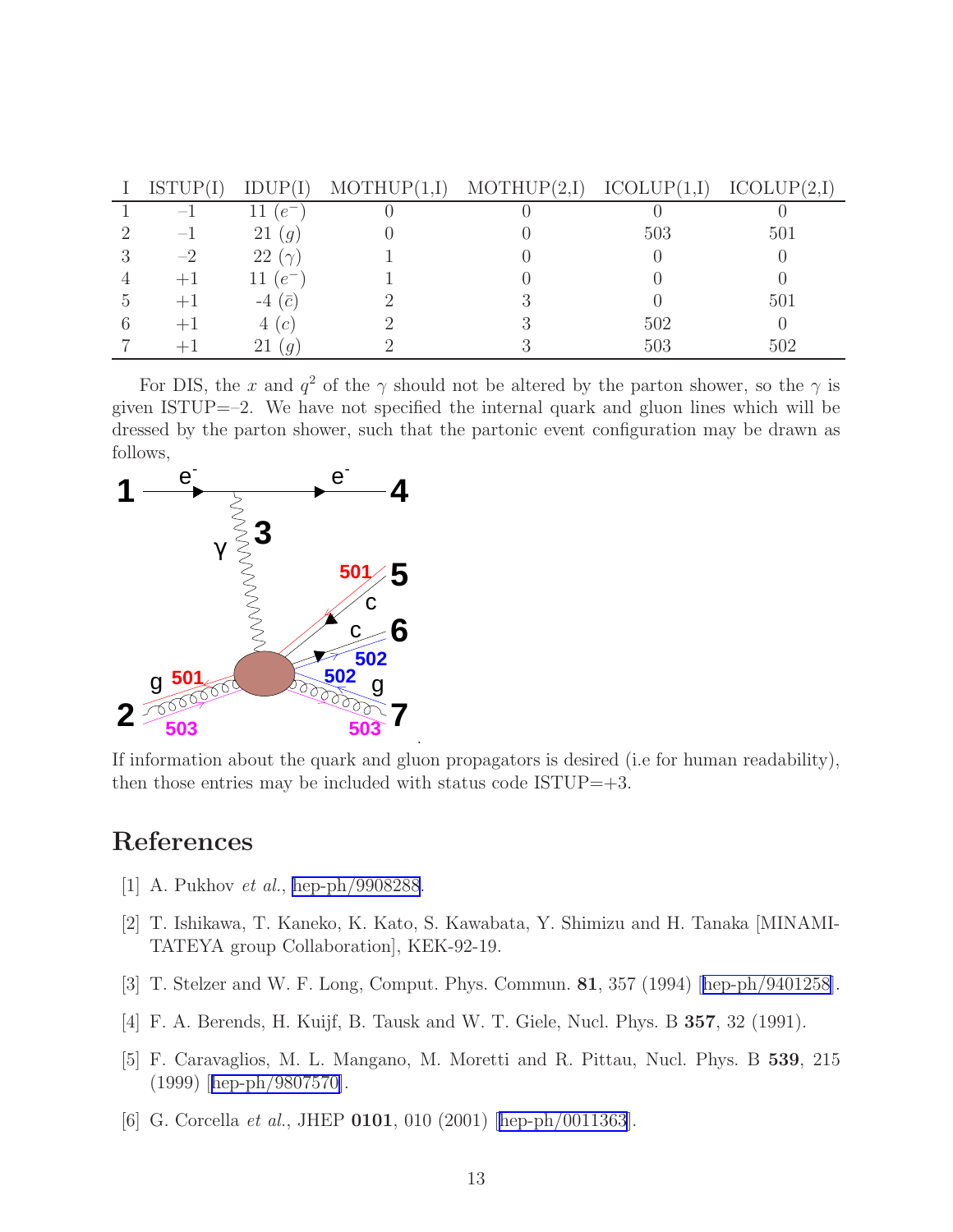| I | ISTUP(I) | IDUP(I) | MOTHUP(1,I) | MOTHUP(2,I) | ICOLUP(1,I) | ICOLUP(2,I) |
|---|---|---|---|---|---|---|
| 1 | $-1$ | 11 ($e^-$) | 0 | 0 | 0 | 0 |
| 2 | $-1$ | 21 ($g$) | 0 | 0 | 503 | 501 |
| 3 | $-2$ | 22 ($\gamma$) | 1 | 0 | 0 | 0 |
| 4 | $+1$ | 11 ($e^-$) | 1 | 0 | 0 | 0 |
| 5 | $+1$ | -4 ($\bar{c}$) | 2 | 3 | 0 | 501 |
| 6 | $+1$ | 4 ($c$) | 2 | 3 | 502 | 0 |
| 7 | $+1$ | 21 ($g$) | 2 | 3 | 503 | 502 |

For DIS, the $x$ and $q^2$ of the $\gamma$ should not be altered by the parton shower, so the $\gamma$ is given ISTUP=$-2$. We have not specified the internal quark and gluon lines which will be dressed by the parton shower, such that the partonic event configuration may be drawn as follows,

If information about the quark and gluon propagators is desired (i.e for human readability), then those entries may be included with status code ISTUP=+3.

## References

[1] A. Pukhov *et al.*, hep-ph/9908288.

[2] T. Ishikawa, T. Kaneko, K. Kato, S. Kawabata, Y. Shimizu and H. Tanaka [MINAMI-TATEYA group Collaboration], KEK-92-19.

[3] T. Stelzer and W. F. Long, Comput. Phys. Commun. **81**, 357 (1994) [hep-ph/9401258].

[4] F. A. Berends, H. Kuijf, B. Tausk and W. T. Giele, Nucl. Phys. B **357**, 32 (1991).

[5] F. Caravaglios, M. L. Mangano, M. Moretti and R. Pittau, Nucl. Phys. B **539**, 215 (1999) [hep-ph/9807570].

[6] G. Corcella *et al.*, JHEP **0101**, 010 (2001) [hep-ph/0011363].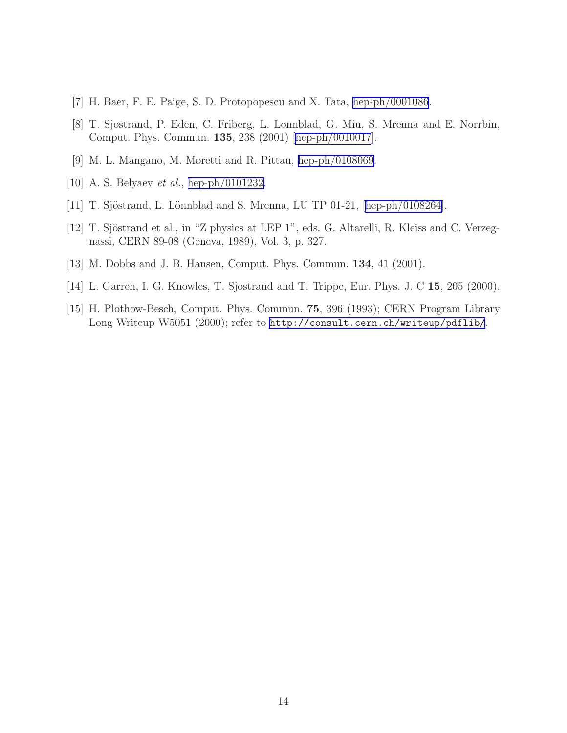[7] H. Baer, F. E. Paige, S. D. Protopopescu and X. Tata, hep-ph/0001086.

[8] T. Sjostrand, P. Eden, C. Friberg, L. Lonnblad, G. Miu, S. Mrenna and E. Norrbin, Comput. Phys. Commun. **135**, 238 (2001) [hep-ph/0010017].

[9] M. L. Mangano, M. Moretti and R. Pittau, hep-ph/0108069.

[10] A. S. Belyaev *et al.*, hep-ph/0101232.

[11] T. Sjöstrand, L. Lönnblad and S. Mrenna, LU TP 01-21, [hep-ph/0108264].

[12] T. Sjöstrand et al., in "Z physics at LEP 1", eds. G. Altarelli, R. Kleiss and C. Verzegnassi, CERN 89-08 (Geneva, 1989), Vol. 3, p. 327.

[13] M. Dobbs and J. B. Hansen, Comput. Phys. Commun. **134**, 41 (2001).

[14] L. Garren, I. G. Knowles, T. Sjostrand and T. Trippe, Eur. Phys. J. C **15**, 205 (2000).

[15] H. Plothow-Besch, Comput. Phys. Commun. **75**, 396 (1993); CERN Program Library Long Writeup W5051 (2000); refer to `http://consult.cern.ch/writeup/pdflib/`.